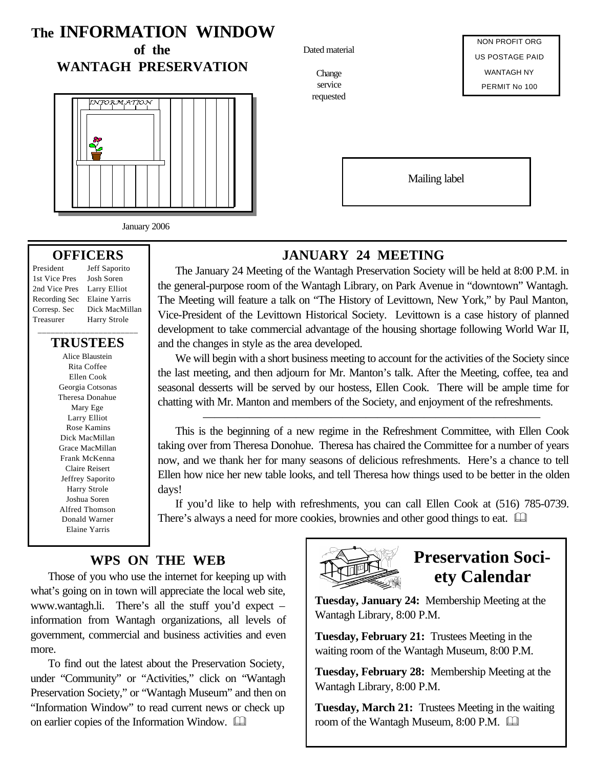# The INFORMATION WINDOW of the WANTAGH PRESERVATION

Dated material

Change service requested

NON PROFIT ORG
US POSTAGE PAID
WANTAGH NY
PERMIT No 100

Mailing label

January 2006

## OFFICERS

| | |
|---|---|
| President | Jeff Saporito |
| 1st Vice Pres | Josh Soren |
| 2nd Vice Pres | Larry Elliot |
| Recording Sec | Elaine Yarris |
| Corresp. Sec | Dick MacMillan |
| Treasurer | Harry Strole |

## TRUSTEES

Alice Blaustein
Rita Coffee
Ellen Cook
Georgia Cotsonas
Theresa Donahue
Mary Ege
Larry Elliot
Rose Kamins
Dick MacMillan
Grace MacMillan
Frank McKenna
Claire Reisert
Jeffrey Saporito
Harry Strole
Joshua Soren
Alfred Thomson
Donald Warner
Elaine Yarris

## JANUARY 24 MEETING

The January 24 Meeting of the Wantagh Preservation Society will be held at 8:00 P.M. in the general-purpose room of the Wantagh Library, on Park Avenue in "downtown" Wantagh. The Meeting will feature a talk on "The History of Levittown, New York," by Paul Manton, Vice-President of the Levittown Historical Society. Levittown is a case history of planned development to take commercial advantage of the housing shortage following World War II, and the changes in style as the area developed.

We will begin with a short business meeting to account for the activities of the Society since the last meeting, and then adjourn for Mr. Manton's talk. After the Meeting, coffee, tea and seasonal desserts will be served by our hostess, Ellen Cook. There will be ample time for chatting with Mr. Manton and members of the Society, and enjoyment of the refreshments.

---

This is the beginning of a new regime in the Refreshment Committee, with Ellen Cook taking over from Theresa Donohue. Theresa has chaired the Committee for a number of years now, and we thank her for many seasons of delicious refreshments. Here's a chance to tell Ellen how nice her new table looks, and tell Theresa how things used to be better in the olden days!

If you'd like to help with refreshments, you can call Ellen Cook at (516) 785-0739. There's always a need for more cookies, brownies and other good things to eat.

## WPS ON THE WEB

Those of you who use the internet for keeping up with what's going on in town will appreciate the local web site, www.wantagh.li. There's all the stuff you'd expect – information from Wantagh organizations, all levels of government, commercial and business activities and even more.

To find out the latest about the Preservation Society, under "Community" or "Activities," click on "Wantagh Preservation Society," or "Wantagh Museum" and then on "Information Window" to read current news or check up on earlier copies of the Information Window.

## Preservation Society Calendar

**Tuesday, January 24:** Membership Meeting at the Wantagh Library, 8:00 P.M.

**Tuesday, February 21:** Trustees Meeting in the waiting room of the Wantagh Museum, 8:00 P.M.

**Tuesday, February 28:** Membership Meeting at the Wantagh Library, 8:00 P.M.

**Tuesday, March 21:** Trustees Meeting in the waiting room of the Wantagh Museum, 8:00 P.M.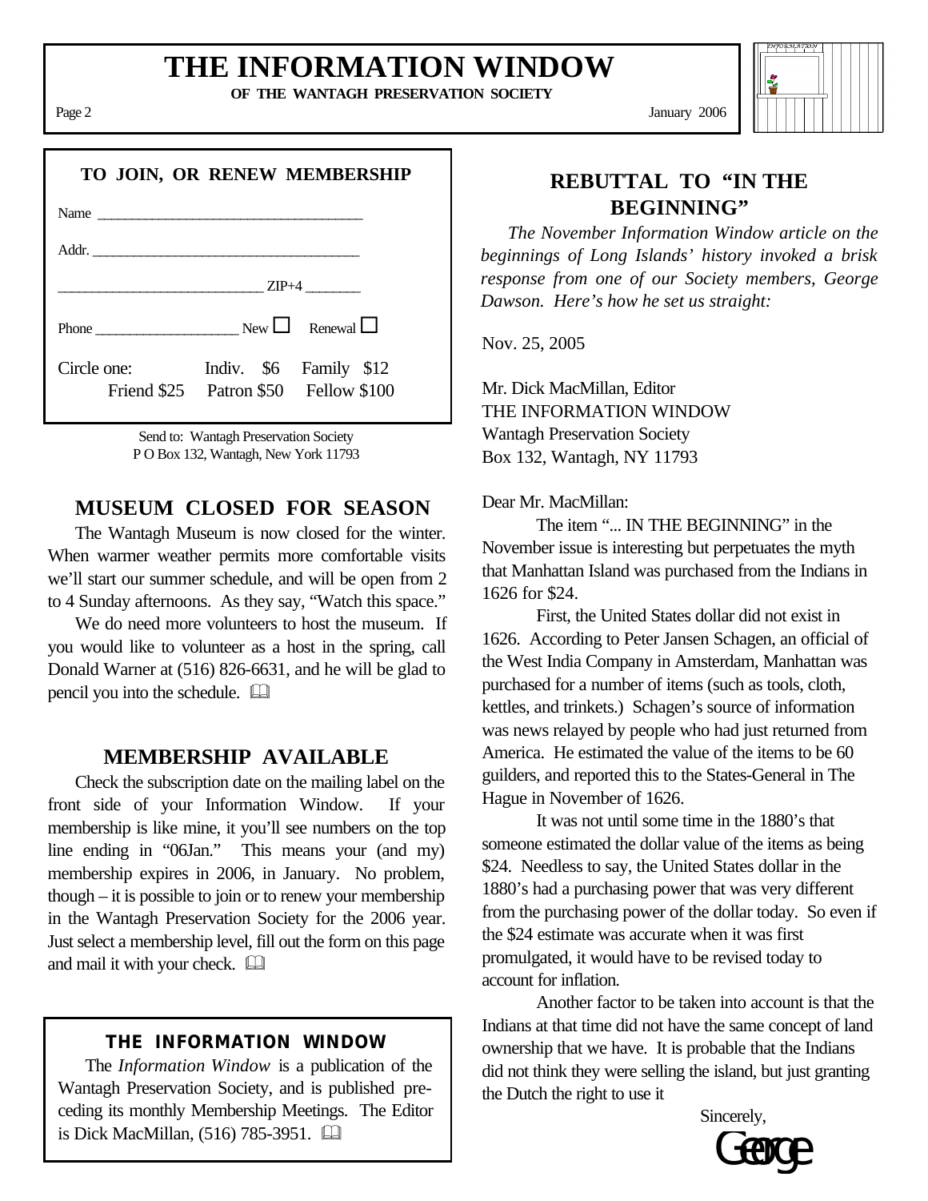# THE INFORMATION WINDOW

**OF THE WANTAGH PRESERVATION SOCIETY**

January 2006

### TO JOIN, OR RENEW MEMBERSHIP

Name ___________________________________

Addr. ___________________________________

___________________________ ZIP+4 ________

Phone ____________________ New ☐ Renewal ☐

Circle one: Indiv. $6 Family $12
Friend $25 Patron $50 Fellow $100

Send to: Wantagh Preservation Society
P O Box 132, Wantagh, New York 11793

## MUSEUM CLOSED FOR SEASON

The Wantagh Museum is now closed for the winter. When warmer weather permits more comfortable visits we'll start our summer schedule, and will be open from 2 to 4 Sunday afternoons. As they say, "Watch this space."

We do need more volunteers to host the museum. If you would like to volunteer as a host in the spring, call Donald Warner at (516) 826-6631, and he will be glad to pencil you into the schedule. 🕮

## MEMBERSHIP AVAILABLE

Check the subscription date on the mailing label on the front side of your Information Window. If your membership is like mine, it you'll see numbers on the top line ending in "06Jan." This means your (and my) membership expires in 2006, in January. No problem, though – it is possible to join or to renew your membership in the Wantagh Preservation Society for the 2006 year. Just select a membership level, fill out the form on this page and mail it with your check. 🕮

### THE INFORMATION WINDOW

The *Information Window* is a publication of the Wantagh Preservation Society, and is published preceding its monthly Membership Meetings. The Editor is Dick MacMillan, (516) 785-3951. 🕮

## REBUTTAL TO "IN THE BEGINNING"

*The November Information Window article on the beginnings of Long Islands' history invoked a brisk response from one of our Society members, George Dawson. Here's how he set us straight:*

Nov. 25, 2005

Mr. Dick MacMillan, Editor
THE INFORMATION WINDOW
Wantagh Preservation Society
Box 132, Wantagh, NY 11793

Dear Mr. MacMillan:

The item "... IN THE BEGINNING" in the November issue is interesting but perpetuates the myth that Manhattan Island was purchased from the Indians in 1626 for $24.

First, the United States dollar did not exist in 1626. According to Peter Jansen Schagen, an official of the West India Company in Amsterdam, Manhattan was purchased for a number of items (such as tools, cloth, kettles, and trinkets.) Schagen's source of information was news relayed by people who had just returned from America. He estimated the value of the items to be 60 guilders, and reported this to the States-General in The Hague in November of 1626.

It was not until some time in the 1880's that someone estimated the dollar value of the items as being $24. Needless to say, the United States dollar in the 1880's had a purchasing power that was very different from the purchasing power of the dollar today. So even if the $24 estimate was accurate when it was first promulgated, it would have to be revised today to account for inflation.

Another factor to be taken into account is that the Indians at that time did not have the same concept of land ownership that we have. It is probable that the Indians did not think they were selling the island, but just granting the Dutch the right to use it

Sincerely,

George